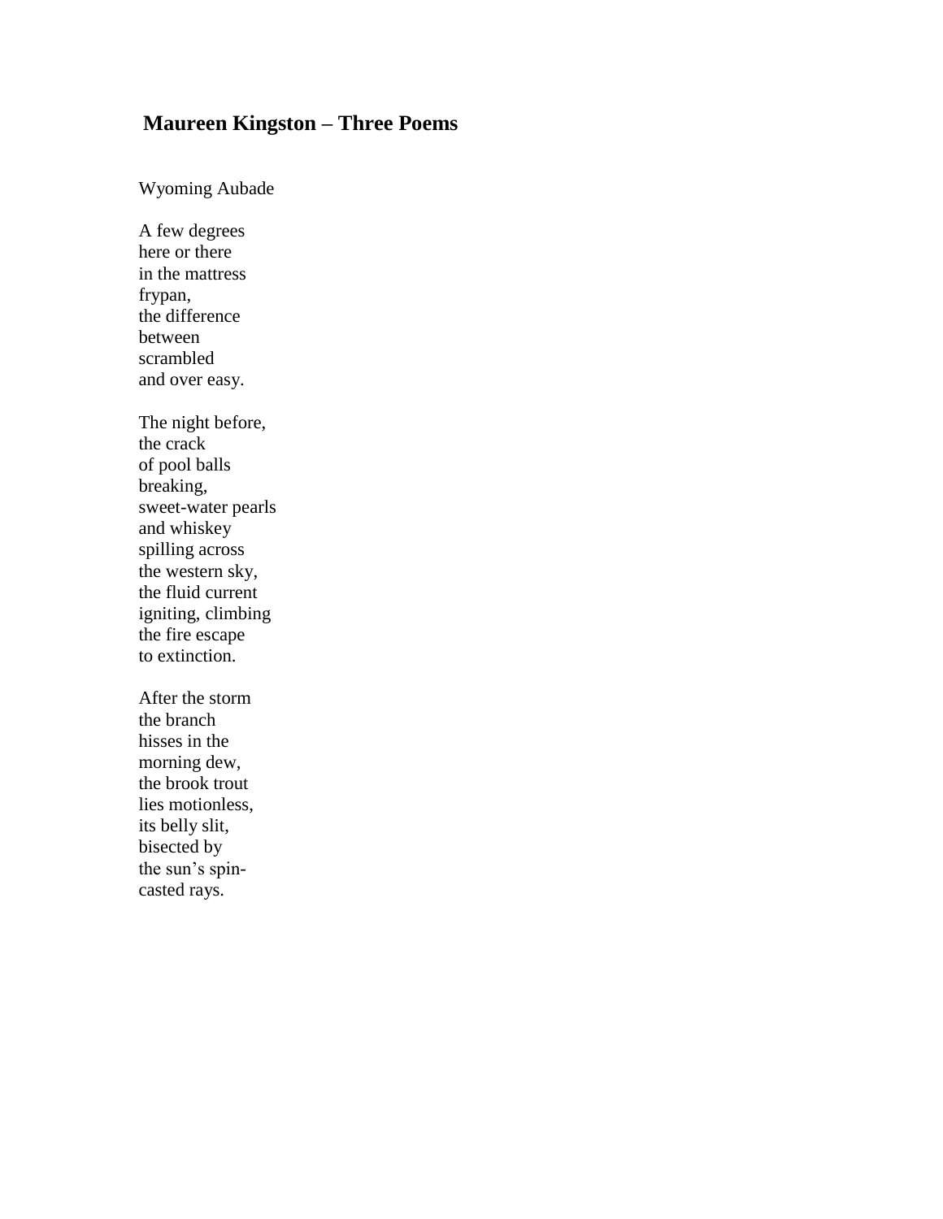# Maureen Kingston – Three Poems

## Wyoming Aubade

A few degrees  
here or there  
in the mattress  
frypan,  
the difference  
between  
scrambled  
and over easy.

The night before,  
the crack  
of pool balls  
breaking,  
sweet-water pearls  
and whiskey  
spilling across  
the western sky,  
the fluid current  
igniting, climbing  
the fire escape  
to extinction.

After the storm  
the branch  
hisses in the  
morning dew,  
the brook trout  
lies motionless,  
its belly slit,  
bisected by  
the sun's spin-  
casted rays.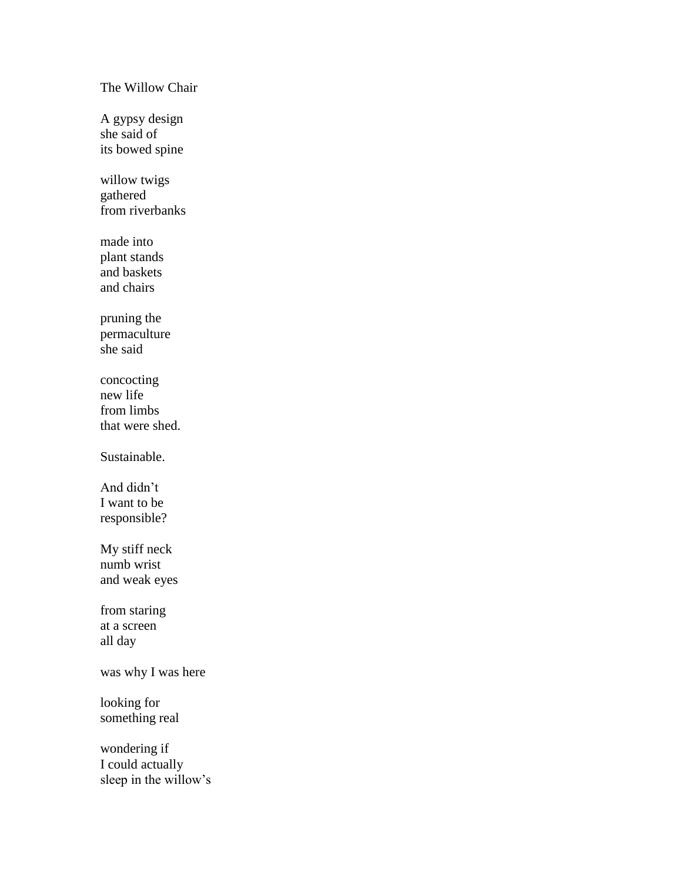The Willow Chair

A gypsy design  
she said of  
its bowed spine

willow twigs  
gathered  
from riverbanks

made into  
plant stands  
and baskets  
and chairs

pruning the  
permaculture  
she said

concocting  
new life  
from limbs  
that were shed.

Sustainable.

And didn't  
I want to be  
responsible?

My stiff neck  
numb wrist  
and weak eyes

from staring  
at a screen  
all day

was why I was here

looking for  
something real

wondering if  
I could actually  
sleep in the willow's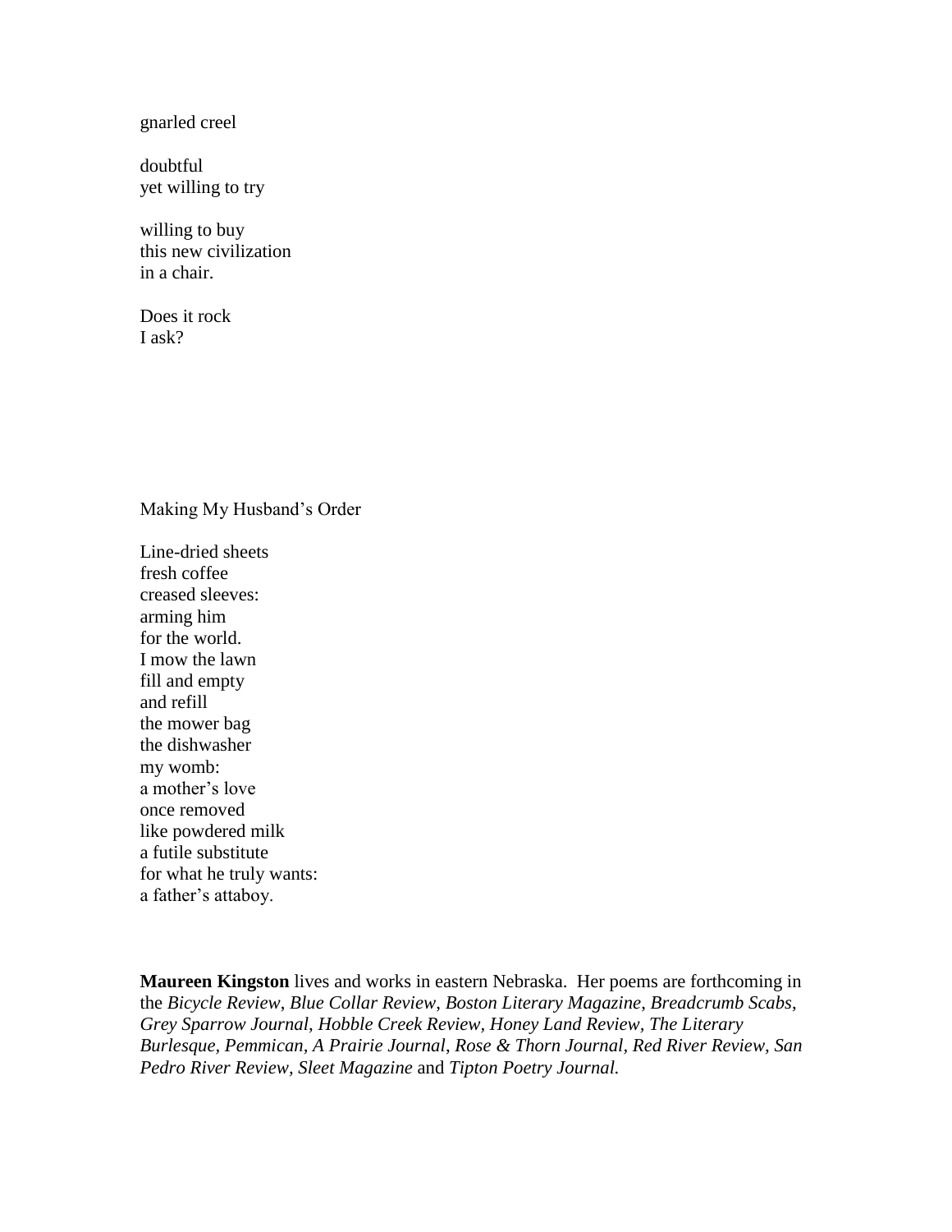gnarled creel

doubtful  
yet willing to try

willing to buy  
this new civilization  
in a chair.

Does it rock  
I ask?

## Making My Husband's Order

Line-dried sheets  
fresh coffee  
creased sleeves:  
arming him  
for the world.  
I mow the lawn  
fill and empty  
and refill  
the mower bag  
the dishwasher  
my womb:  
a mother's love  
once removed  
like powdered milk  
a futile substitute  
for what he truly wants:  
a father's attaboy.

**Maureen Kingston** lives and works in eastern Nebraska. Her poems are forthcoming in the *Bicycle Review*, *Blue Collar Review*, *Boston Literary Magazine*, *Breadcrumb Scabs*, *Grey Sparrow Journal*, *Hobble Creek Review*, *Honey Land Review*, *The Literary Burlesque*, *Pemmican*, *A Prairie Journal*, *Rose & Thorn Journal*, *Red River Review*, *San Pedro River Review*, *Sleet Magazine* and *Tipton Poetry Journal.*